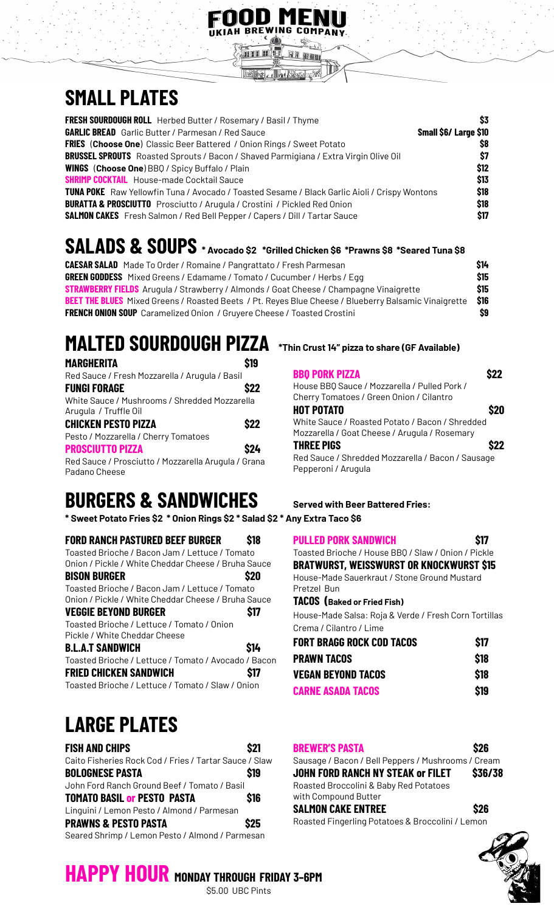# FOOD MENU

UKIAH BREWING COMPANY

## SMALL PLATES

**FRESH SOURDOUGH ROLL** Herbed Butter / Rosemary / Basil / Thyme — **$3**

**GARLIC BREAD** Garlic Butter / Parmesan / Red Sauce — **Small $6/ Large $10**

**FRIES** (**Choose One**) Classic Beer Battered / Onion Rings / Sweet Potato — **$8**

**BRUSSEL SPROUTS** Roasted Sprouts / Bacon / Shaved Parmigiana / Extra Virgin Olive Oil — **$7**

**WINGS** (**Choose One**) BBQ / Spicy Buffalo / Plain — **$12**

**SHRIMP COCKTAIL** House-made Cocktail Sauce — **$13**

**TUNA POKE** Raw Yellowfin Tuna / Avocado / Toasted Sesame / Black Garlic Aioli / Crispy Wontons — **$18**

**BURATTA & PROSCIUTTO** Prosciutto / Arugula / Crostini / Pickled Red Onion — **$18**

**SALMON CAKES** Fresh Salmon / Red Bell Pepper / Capers / Dill / Tartar Sauce — **$17**

## SALADS & SOUPS

**\* Avocado $2 \*Grilled Chicken $6 \*Prawns $8 \*Seared Tuna $8**

**CAESAR SALAD** Made To Order / Romaine / Pangrattato / Fresh Parmesan — **$14**

**GREEN GODDESS** Mixed Greens / Edamame / Tomato / Cucumber / Herbs / Egg — **$15**

**STRAWBERRY FIELDS** Arugula / Strawberry / Almonds / Goat Cheese / Champagne Vinaigrette — **$15**

**BEET THE BLUES** Mixed Greens / Roasted Beets / Pt. Reyes Blue Cheese / Blueberry Balsamic Vinaigrette — **$16**

**FRENCH ONION SOUP** Caramelized Onion / Gruyere Cheese / Toasted Crostini — **$9**

## MALTED SOURDOUGH PIZZA

**\*Thin Crust 14" pizza to share (GF Available)**

**MARGHERITA** — **$19**
Red Sauce / Fresh Mozzarella / Arugula / Basil

**FUNGI FORAGE** — **$22**
White Sauce / Mushrooms / Shredded Mozzarella
Arugula / Truffle Oil

**CHICKEN PESTO PIZZA** — **$22**
Pesto / Mozzarella / Cherry Tomatoes

**PROSCIUTTO PIZZA** — **$24**
Red Sauce / Prosciutto / Mozzarella Arugula / Grana Padano Cheese

**BBQ PORK PIZZA** — **$22**
House BBQ Sauce / Mozzarella / Pulled Pork /
Cherry Tomatoes / Green Onion / Cilantro

**HOT POTATO** — **$20**
White Sauce / Roasted Potato / Bacon / Shredded
Mozzarella / Goat Cheese / Arugula / Rosemary

**THREE PIGS** — **$22**
Red Sauce / Shredded Mozzarella / Bacon / Sausage
Pepperoni / Arugula

## BURGERS & SANDWICHES

**Served with Beer Battered Fries:**

**\* Sweet Potato Fries $2 \* Onion Rings $2 \* Salad $2 \* Any Extra Taco $6**

**FORD RANCH PASTURED BEEF BURGER** — **$18**
Toasted Brioche / Bacon Jam / Lettuce / Tomato
Onion / Pickle / White Cheddar Cheese / Bruha Sauce

**BISON BURGER** — **$20**
Toasted Brioche / Bacon Jam / Lettuce / Tomato
Onion / Pickle / White Cheddar Cheese / Bruha Sauce

**VEGGIE BEYOND BURGER** — **$17**
Toasted Brioche / Lettuce / Tomato / Onion
Pickle / White Cheddar Cheese

**B.L.A.T SANDWICH** — **$14**
Toasted Brioche / Lettuce / Tomato / Avocado / Bacon

**FRIED CHICKEN SANDWICH** — **$17**
Toasted Brioche / Lettuce / Tomato / Slaw / Onion

**PULLED PORK SANDWICH** — **$17**
Toasted Brioche / House BBQ / Slaw / Onion / Pickle

**BRATWURST, WEISSWURST OR KNOCKWURST $15**
House-Made Sauerkraut / Stone Ground Mustard
Pretzel Bun

**TACOS (Baked or Fried Fish)**
House-Made Salsa: Roja & Verde / Fresh Corn Tortillas
Crema / Cilantro / Lime

**FORT BRAGG ROCK COD TACOS** — **$17**

**PRAWN TACOS** — **$18**

**VEGAN BEYOND TACOS** — **$18**

**CARNE ASADA TACOS** — **$19**

## LARGE PLATES

**FISH AND CHIPS** — **$21**
Caito Fisheries Rock Cod / Fries / Tartar Sauce / Slaw

**BOLOGNESE PASTA** — **$19**
John Ford Ranch Ground Beef / Tomato / Basil

**TOMATO BASIL or PESTO PASTA** — **$16**
Linguini / Lemon Pesto / Almond / Parmesan

**PRAWNS & PESTO PASTA** — **$25**
Seared Shrimp / Lemon Pesto / Almond / Parmesan

**BREWER'S PASTA** — **$26**
Sausage / Bacon / Bell Peppers / Mushrooms / Cream

**JOHN FORD RANCH NY STEAK or FILET** — **$36/38**
Roasted Broccolini & Baby Red Potatoes
with Compound Butter

**SALMON CAKE ENTREE** — **$26**
Roasted Fingerling Potatoes & Broccolini / Lemon

## HAPPY HOUR MONDAY THROUGH FRIDAY 3-6PM

$5.00 UBC Pints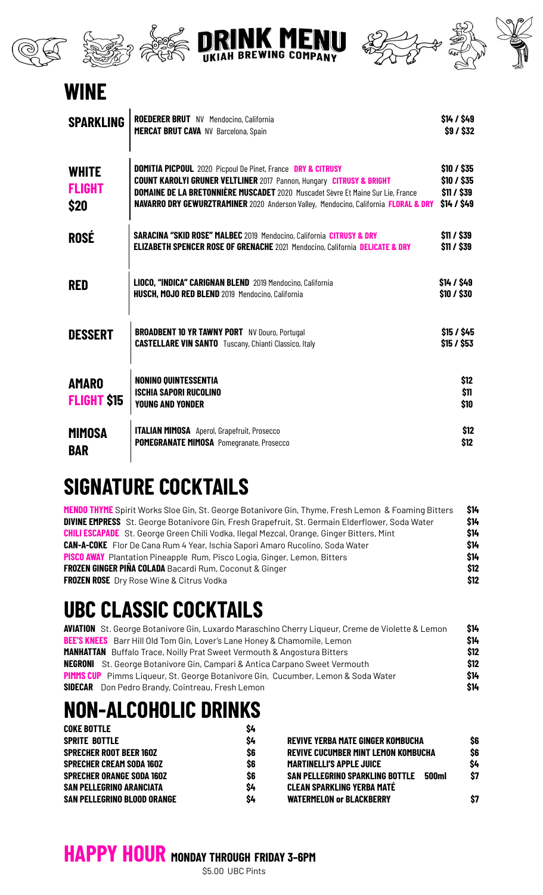# DRINK MENU

UKIAH BREWING COMPANY

## WINE

| | | |
|---|---|---|
| **SPARKLING** | **ROEDERER BRUT** NV Mendocino, California | $14 / $49 |
| | **MERCAT BRUT CAVA** NV Barcelona, Spain | $9 / $32 |
| **WHITE FLIGHT $20** | **DOMITIA PICPOUL** 2020 Picpoul De Pinet, France **DRY & CITRUSY** | $10 / $35 |
| | **COUNT KAROLYI GRUNER VELTLINER** 2017 Pannon, Hungary **CITRUSY & BRIGHT** | $10 / $35 |
| | **DOMAINE DE LA BRETONNIÈRE MUSCADET** 2020 Muscadet Sèvre Et Maine Sur Lie, France | $11 / $39 |
| | **NAVARRO DRY GEWURZTRAMINER** 2020 Anderson Valley, Mendocino, California **FLORAL & DRY** | $14 / $49 |
| **ROSÉ** | **SARACINA "SKID ROSE" MALBEC** 2019 Mendocino, California **CITRUSY & DRY** | $11 / $39 |
| | **ELIZABETH SPENCER ROSE OF GRENACHE** 2021 Mendocino, California **DELICATE & DRY** | $11 / $39 |
| **RED** | **LIOCO, "INDICA" CARIGNAN BLEND** 2019 Mendocino, California | $14 / $49 |
| | **HUSCH, MOJO RED BLEND** 2019 Mendocino, California | $10 / $30 |
| **DESSERT** | **BROADBENT 10 YR TAWNY PORT** NV Douro, Portugal | $15 / $45 |
| | **CASTELLARE VIN SANTO** Tuscany, Chianti Classico, Italy | $15 / $53 |
| **AMARO FLIGHT $15** | **NONINO QUINTESSENTIA** | $12 |
| | **ISCHIA SAPORI RUCOLINO** | $11 |
| | **YOUNG AND YONDER** | $10 |
| **MIMOSA BAR** | **ITALIAN MIMOSA** Aperol, Grapefruit, Prosecco | $12 |
| | **POMEGRANATE MIMOSA** Pomegranate, Prosecco | $12 |

## SIGNATURE COCKTAILS

| | |
|---|---|
| **MENDO THYME** Spirit Works Sloe Gin, St. George Botanivore Gin, Thyme, Fresh Lemon & Foaming Bitters | $14 |
| **DIVINE EMPRESS** St. George Botanivore Gin, Fresh Grapefruit, St. Germain Elderflower, Soda Water | $14 |
| **CHILI ESCAPADE** St. George Green Chili Vodka, Ilegal Mezcal, Orange, Ginger Bitters, Mint | $14 |
| **CAN-A-COKE** Flor De Cana Rum 4 Year, Ischia Sapori Amaro Rucolino, Soda Water | $14 |
| **PISCO AWAY** Plantation Pineapple Rum, Pisco Logia, Ginger, Lemon, Bitters | $14 |
| **FROZEN GINGER PIÑA COLADA** Bacardi Rum, Coconut & Ginger | $12 |
| **FROZEN ROSE** Dry Rose Wine & Citrus Vodka | $12 |

## UBC CLASSIC COCKTAILS

| | |
|---|---|
| **AVIATION** St. George Botanivore Gin, Luxardo Maraschino Cherry Liqueur, Creme de Violette & Lemon | $14 |
| **BEE'S KNEES** Barr Hill Old Tom Gin, Lover's Lane Honey & Chamomile, Lemon | $14 |
| **MANHATTAN** Buffalo Trace, Noilly Prat Sweet Vermouth & Angostura Bitters | $12 |
| **NEGRONI** St. George Botanivore Gin, Campari & Antica Carpano Sweet Vermouth | $12 |
| **PIMMS CUP** Pimms Liqueur, St. George Botanivore Gin, Cucumber, Lemon & Soda Water | $14 |
| **SIDECAR** Don Pedro Brandy, Cointreau, Fresh Lemon | $14 |

## NON-ALCOHOLIC DRINKS

| | | | |
|---|---|---|---|
| **COKE BOTTLE** | $4 | **REVIVE YERBA MATE GINGER KOMBUCHA** | $6 |
| **SPRITE BOTTLE** | $4 | **REVIVE CUCUMBER MINT LEMON KOMBUCHA** | $6 |
| **SPRECHER ROOT BEER 16OZ** | $6 | **MARTINELLI'S APPLE JUICE** | $4 |
| **SPRECHER CREAM SODA 16OZ** | $6 | **SAN PELLEGRINO SPARKLING BOTTLE 500ml** | $7 |
| **SPRECHER ORANGE SODA 16OZ** | $6 | **CLEAN SPARKLING YERBA MATÉ WATERMELON or BLACKBERRY** | $7 |
| **SAN PELLEGRINO ARANCIATA** | $4 | | |
| **SAN PELLEGRINO BLOOD ORANGE** | $4 | | |

## HAPPY HOUR MONDAY THROUGH FRIDAY 3-6PM

$5.00 UBC Pints